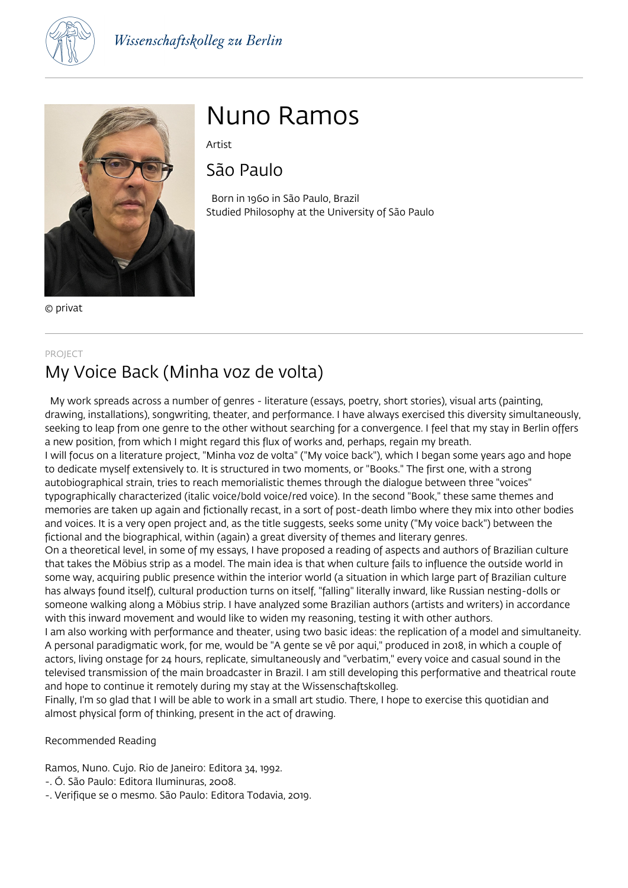Wissenschaftskolleg zu Berlin

© privat

# Nuno Ramos

Artist

## São Paulo

Born in 1960 in São Paulo, Brazil
Studied Philosophy at the University of São Paulo

PROJECT

## My Voice Back (Minha voz de volta)

My work spreads across a number of genres - literature (essays, poetry, short stories), visual arts (painting, drawing, installations), songwriting, theater, and performance. I have always exercised this diversity simultaneously, seeking to leap from one genre to the other without searching for a convergence. I feel that my stay in Berlin offers a new position, from which I might regard this flux of works and, perhaps, regain my breath.

I will focus on a literature project, "Minha voz de volta" ("My voice back"), which I began some years ago and hope to dedicate myself extensively to. It is structured in two moments, or "Books." The first one, with a strong autobiographical strain, tries to reach memorialistic themes through the dialogue between three "voices" typographically characterized (italic voice/bold voice/red voice). In the second "Book," these same themes and memories are taken up again and fictionally recast, in a sort of post-death limbo where they mix into other bodies and voices. It is a very open project and, as the title suggests, seeks some unity ("My voice back") between the fictional and the biographical, within (again) a great diversity of themes and literary genres.

On a theoretical level, in some of my essays, I have proposed a reading of aspects and authors of Brazilian culture that takes the Möbius strip as a model. The main idea is that when culture fails to influence the outside world in some way, acquiring public presence within the interior world (a situation in which large part of Brazilian culture has always found itself), cultural production turns on itself, "falling" literally inward, like Russian nesting-dolls or someone walking along a Möbius strip. I have analyzed some Brazilian authors (artists and writers) in accordance with this inward movement and would like to widen my reasoning, testing it with other authors.

I am also working with performance and theater, using two basic ideas: the replication of a model and simultaneity. A personal paradigmatic work, for me, would be "A gente se vê por aqui," produced in 2018, in which a couple of actors, living onstage for 24 hours, replicate, simultaneously and "verbatim," every voice and casual sound in the televised transmission of the main broadcaster in Brazil. I am still developing this performative and theatrical route and hope to continue it remotely during my stay at the Wissenschaftskolleg.

Finally, I'm so glad that I will be able to work in a small art studio. There, I hope to exercise this quotidian and almost physical form of thinking, present in the act of drawing.

Recommended Reading

Ramos, Nuno. Cujo. Rio de Janeiro: Editora 34, 1992.
-. Ó. São Paulo: Editora Iluminuras, 2008.
-. Verifique se o mesmo. São Paulo: Editora Todavia, 2019.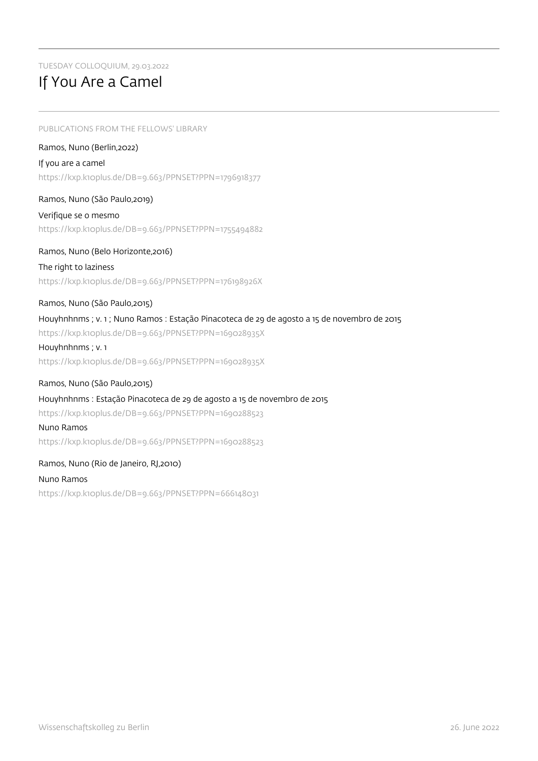TUESDAY COLLOQUIUM, 29.03.2022

# If You Are a Camel

PUBLICATIONS FROM THE FELLOWS' LIBRARY

Ramos, Nuno (Berlin,2022)

If you are a camel

https://kxp.k10plus.de/DB=9.663/PPNSET?PPN=1796918377

Ramos, Nuno (São Paulo,2019)

Verifique se o mesmo

https://kxp.k10plus.de/DB=9.663/PPNSET?PPN=1755494882

Ramos, Nuno (Belo Horizonte,2016)

The right to laziness

https://kxp.k10plus.de/DB=9.663/PPNSET?PPN=176198926X

Ramos, Nuno (São Paulo,2015)

Houyhnhnms ; v. 1 ; Nuno Ramos : Estação Pinacoteca de 29 de agosto a 15 de novembro de 2015

https://kxp.k10plus.de/DB=9.663/PPNSET?PPN=169028935X

Houyhnhnms ; v. 1

https://kxp.k10plus.de/DB=9.663/PPNSET?PPN=169028935X

Ramos, Nuno (São Paulo,2015)

Houyhnhnms : Estação Pinacoteca de 29 de agosto a 15 de novembro de 2015

https://kxp.k10plus.de/DB=9.663/PPNSET?PPN=1690288523

Nuno Ramos

https://kxp.k10plus.de/DB=9.663/PPNSET?PPN=1690288523

Ramos, Nuno (Rio de Janeiro, RJ,2010)

Nuno Ramos

https://kxp.k10plus.de/DB=9.663/PPNSET?PPN=666148031